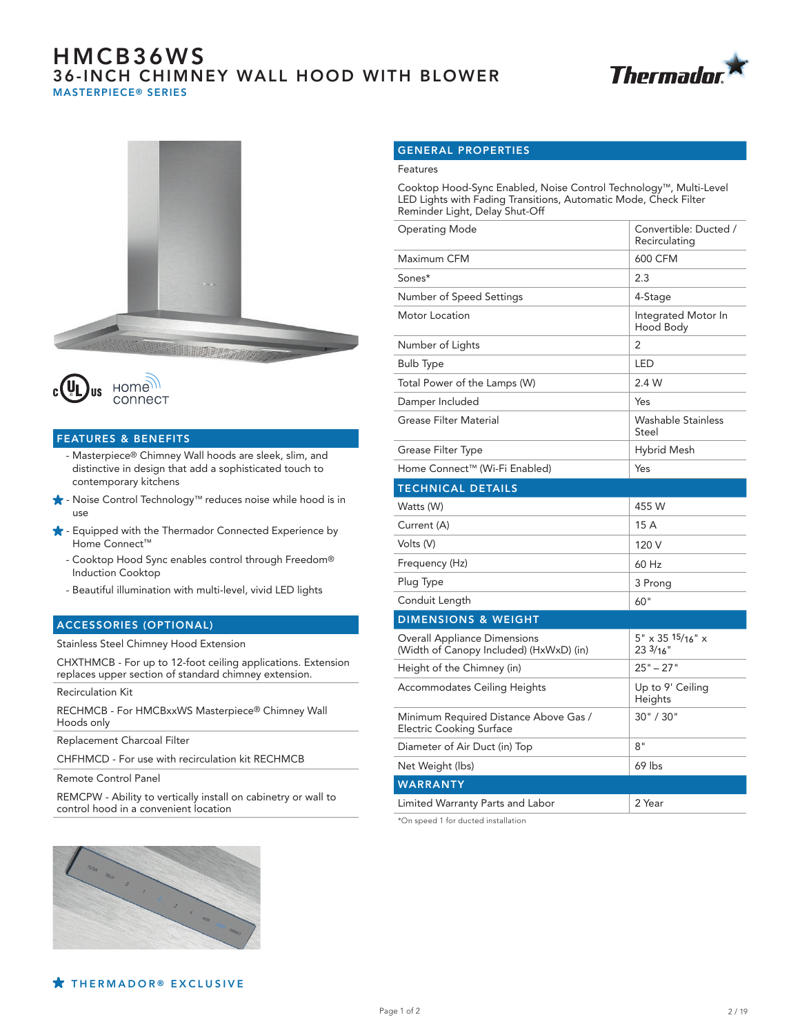# HMCB36WS

## 36-INCH CHIMNEY WALL HOOD WITH BLOWER

### MASTERPIECE® SERIES

## FEATURES & BENEFITS

- Masterpiece® Chimney Wall hoods are sleek, slim, and distinctive in design that add a sophisticated touch to contemporary kitchens
- ★ Noise Control Technology™ reduces noise while hood is in use
- ★ Equipped with the Thermador Connected Experience by Home Connect™
- Cooktop Hood Sync enables control through Freedom® Induction Cooktop
- Beautiful illumination with multi-level, vivid LED lights

## ACCESSORIES (OPTIONAL)

| Stainless Steel Chimney Hood Extension |
|---|
| CHXTHMCB - For up to 12-foot ceiling applications. Extension replaces upper section of standard chimney extension. |
| Recirculation Kit |
| RECHMCB - For HMCBxxWS Masterpiece® Chimney Wall Hoods only |
| Replacement Charcoal Filter |
| CHFHMCD - For use with recirculation kit RECHMCB |
| Remote Control Panel |
| REMCPW - Ability to vertically install on cabinetry or wall to control hood in a convenient location |

## GENERAL PROPERTIES

Features

Cooktop Hood-Sync Enabled, Noise Control Technology™, Multi-Level LED Lights with Fading Transitions, Automatic Mode, Check Filter Reminder Light, Delay Shut-Off

| Property | Value |
|---|---|
| Operating Mode | Convertible: Ducted / Recirculating |
| Maximum CFM | 600 CFM |
| Sones* | 2.3 |
| Number of Speed Settings | 4-Stage |
| Motor Location | Integrated Motor In Hood Body |
| Number of Lights | 2 |
| Bulb Type | LED |
| Total Power of the Lamps (W) | 2.4 W |
| Damper Included | Yes |
| Grease Filter Material | Washable Stainless Steel |
| Grease Filter Type | Hybrid Mesh |
| Home Connect™ (Wi-Fi Enabled) | Yes |

## TECHNICAL DETAILS

| Property | Value |
|---|---|
| Watts (W) | 455 W |
| Current (A) | 15 A |
| Volts (V) | 120 V |
| Frequency (Hz) | 60 Hz |
| Plug Type | 3 Prong |
| Conduit Length | 60" |

## DIMENSIONS & WEIGHT

| Property | Value |
|---|---|
| Overall Appliance Dimensions (Width of Canopy Included) (HxWxD) (in) | 5" x 35 15/16" x 23 3/16" |
| Height of the Chimney (in) | 25" – 27" |
| Accommodates Ceiling Heights | Up to 9' Ceiling Heights |
| Minimum Required Distance Above Gas / Electric Cooking Surface | 30" / 30" |
| Diameter of Air Duct (in) Top | 8" |
| Net Weight (lbs) | 69 lbs |

## WARRANTY

| Property | Value |
|---|---|
| Limited Warranty Parts and Labor | 2 Year |

*On speed 1 for ducted installation

★ THERMADOR® EXCLUSIVE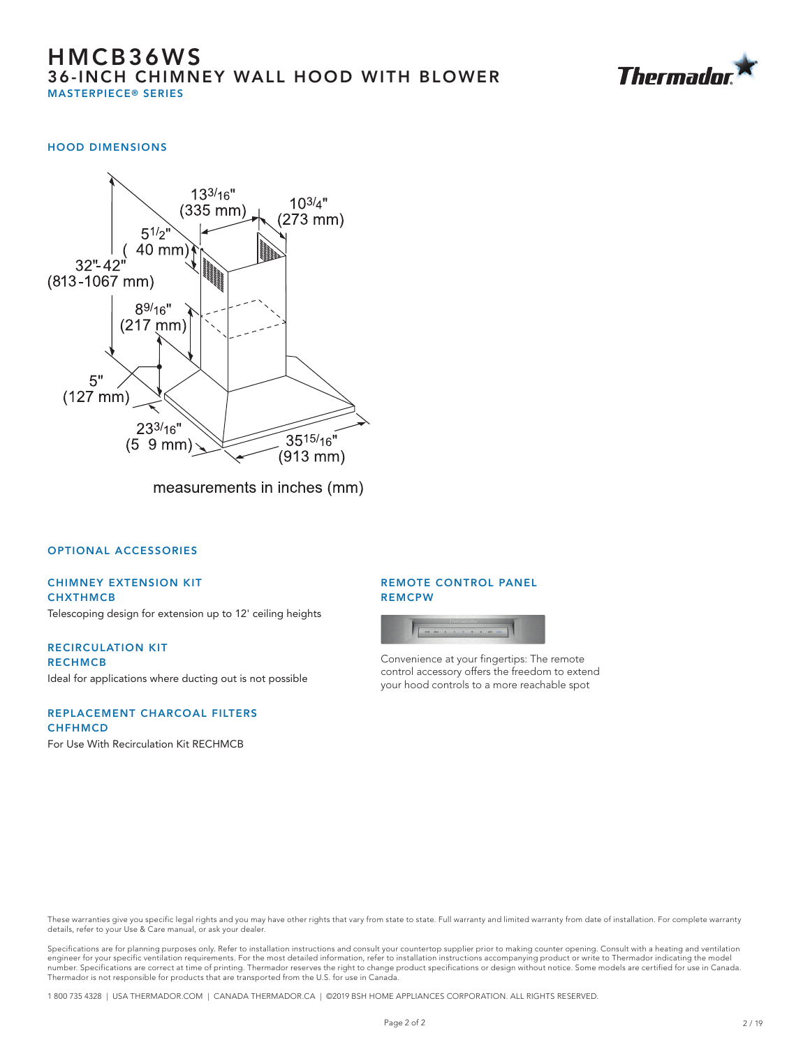# HMCB36WS

## 36-INCH CHIMNEY WALL HOOD WITH BLOWER

MASTERPIECE® SERIES

### HOOD DIMENSIONS

13 3/16" (335 mm)

10 3/4" (273 mm)

5 1/2" ( 40 mm)

32"-42" (813-1067 mm)

8 9/16" (217 mm)

5" (127 mm)

23 3/16" (5 9 mm)

35 15/16" (913 mm)

measurements in inches (mm)

### OPTIONAL ACCESSORIES

**CHIMNEY EXTENSION KIT**
**CHXTHMCB**

Telescoping design for extension up to 12' ceiling heights

**RECIRCULATION KIT**
**RECHMCB**

Ideal for applications where ducting out is not possible

**REPLACEMENT CHARCOAL FILTERS**
**CHFHMCD**

For Use With Recirculation Kit RECHMCB

**REMOTE CONTROL PANEL**
**REMCPW**

Convenience at your fingertips: The remote control accessory offers the freedom to extend your hood controls to a more reachable spot

These warranties give you specific legal rights and you may have other rights that vary from state to state. Full warranty and limited warranty from date of installation. For complete warranty details, refer to your Use & Care manual, or ask your dealer.

Specifications are for planning purposes only. Refer to installation instructions and consult your countertop supplier prior to making counter opening. Consult with a heating and ventilation engineer for your specific ventilation requirements. For the most detailed information, refer to installation instructions accompanying product or write to Thermador indicating the model number. Specifications are correct at time of printing. Thermador reserves the right to change product specifications or design without notice. Some models are certified for use in Canada. Thermador is not responsible for products that are transported from the U.S. for use in Canada.

1 800 735 4328 | USA THERMADOR.COM | CANADA THERMADOR.CA | ©2019 BSH HOME APPLIANCES CORPORATION. ALL RIGHTS RESERVED.